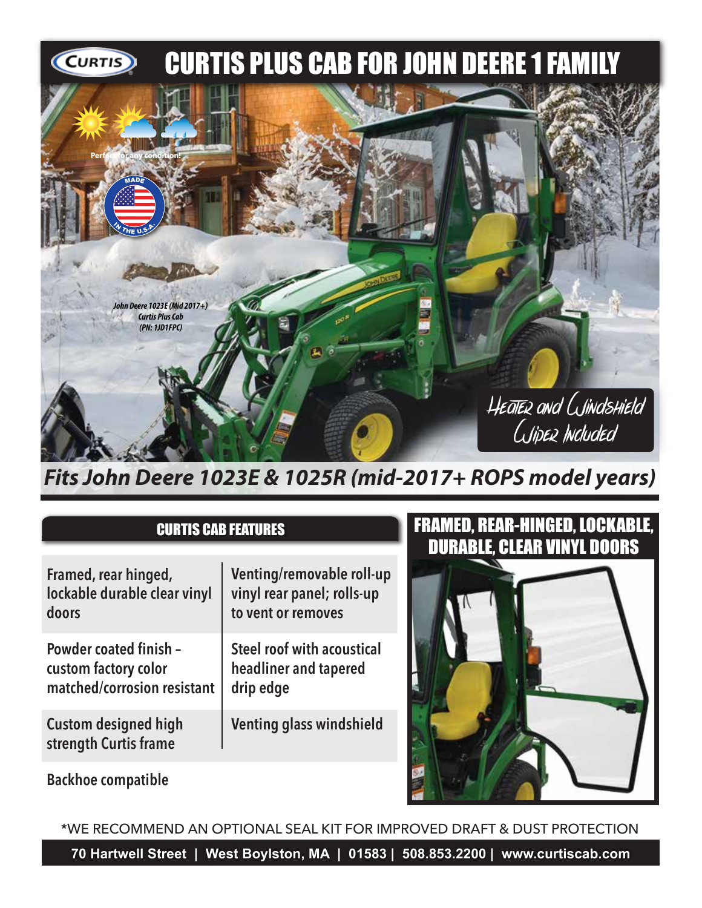# CURTIS PLUS CAB FOR JOHN DEERE 1 FAMILY

Perfect for any condition!

MADE IN THE U.S.A.

*John Deere 1023E (Mid 2017+) Curtis Plus Cab (PN: 1JD1FPC)*

Heater and Windshield Wiper Included

## *Fits John Deere 1023E & 1025R (mid-2017+ ROPS model years)*

## CURTIS CAB FEATURES

| | |
|---|---|
| Framed, rear hinged, lockable durable clear vinyl doors | Venting/removable roll-up vinyl rear panel; rolls-up to vent or removes |
| Powder coated finish – custom factory color matched/corrosion resistant | Steel roof with acoustical headliner and tapered drip edge |
| Custom designed high strength Curtis frame | Venting glass windshield |

Backhoe compatible

## FRAMED, REAR-HINGED, LOCKABLE, DURABLE, CLEAR VINYL DOORS

*WE RECOMMEND AN OPTIONAL SEAL KIT FOR IMPROVED DRAFT & DUST PROTECTION

**70 Hartwell Street | West Boylston, MA | 01583 | 508.853.2200 | www.curtiscab.com**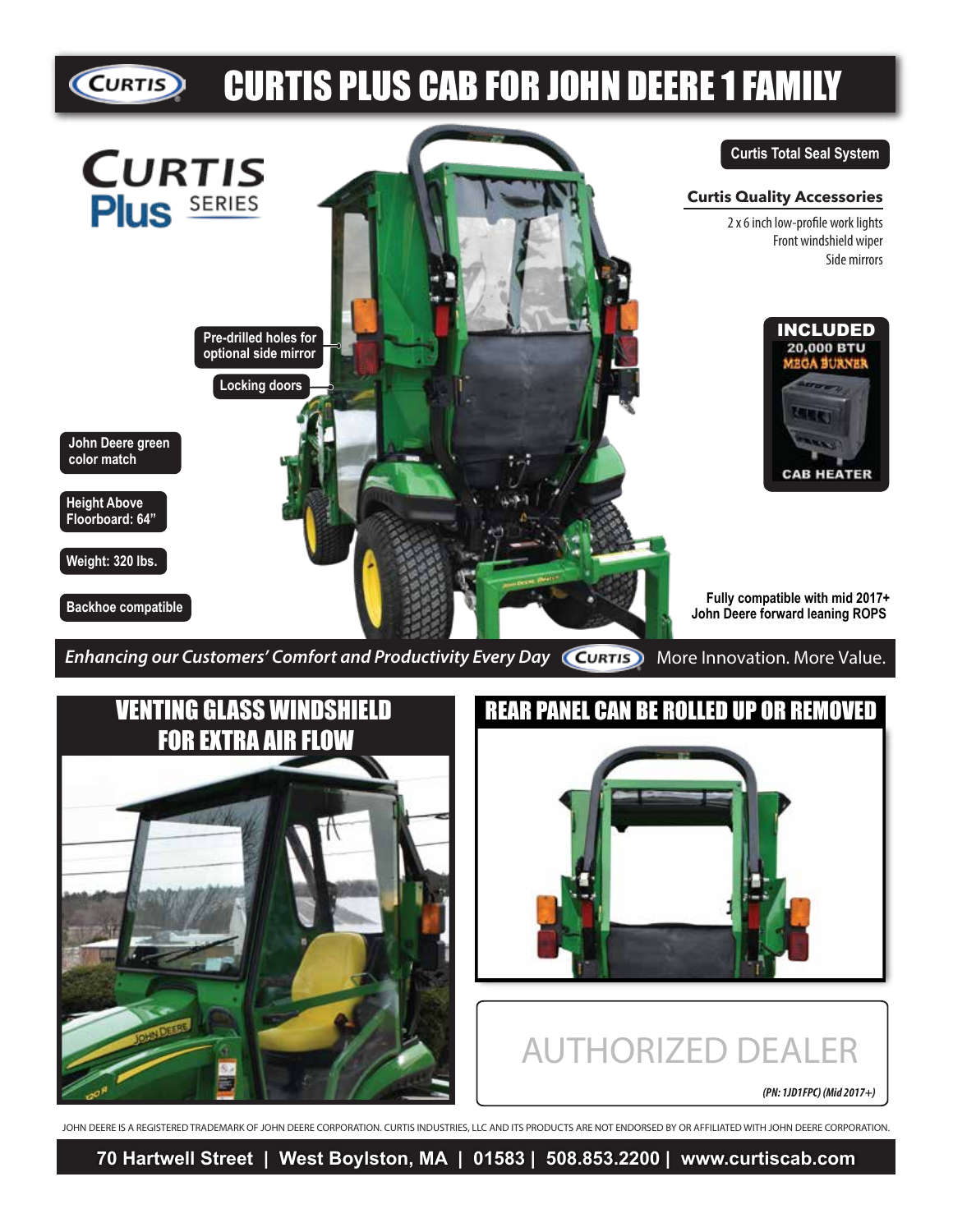# CURTIS PLUS CAB FOR JOHN DEERE 1 FAMILY

**CURTIS Plus SERIES**

**Curtis Total Seal System**

**Curtis Quality Accessories**

2 x 6 inch low-profile work lights
Front windshield wiper
Side mirrors

**Pre-drilled holes for optional side mirror**

**Locking doors**

**INCLUDED**
20,000 BTU MEGA BURNER
CAB HEATER

**John Deere green color match**

**Height Above Floorboard: 64"**

**Weight: 320 lbs.**

**Backhoe compatible**

**Fully compatible with mid 2017+ John Deere forward leaning ROPS**

*Enhancing our Customers' Comfort and Productivity Every Day* CURTIS More Innovation. More Value.

## VENTING GLASS WINDSHIELD FOR EXTRA AIR FLOW

## REAR PANEL CAN BE ROLLED UP OR REMOVED

AUTHORIZED DEALER

*(PN: 1JD1FPC) (Mid 2017+)*

JOHN DEERE IS A REGISTERED TRADEMARK OF JOHN DEERE CORPORATION. CURTIS INDUSTRIES, LLC AND ITS PRODUCTS ARE NOT ENDORSED BY OR AFFILIATED WITH JOHN DEERE CORPORATION.

**70 Hartwell Street | West Boylston, MA | 01583 | 508.853.2200 | www.curtiscab.com**